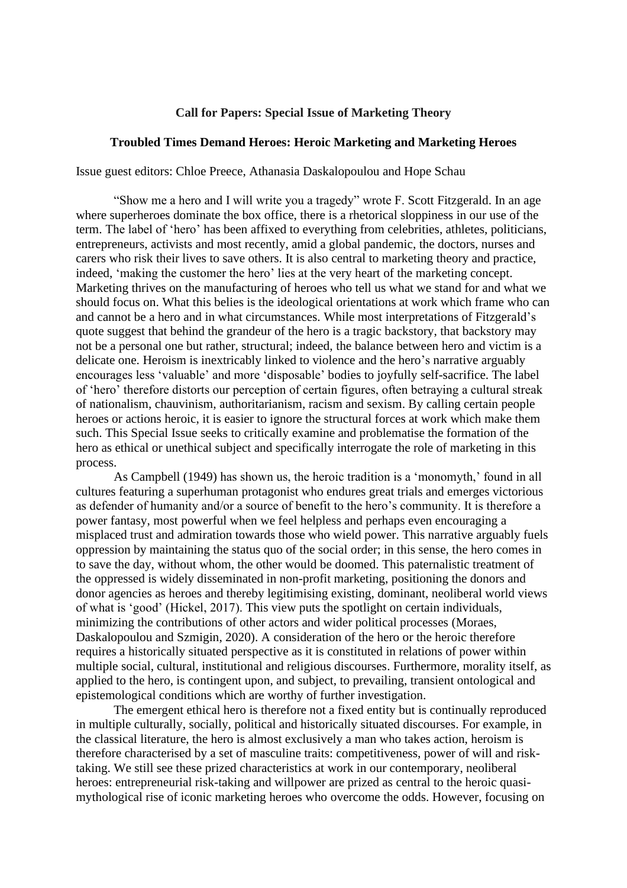**Call for Papers: Special Issue of Marketing Theory**

**Troubled Times Demand Heroes: Heroic Marketing and Marketing Heroes**

Issue guest editors: Chloe Preece, Athanasia Daskalopoulou and Hope Schau

"Show me a hero and I will write you a tragedy" wrote F. Scott Fitzgerald. In an age where superheroes dominate the box office, there is a rhetorical sloppiness in our use of the term. The label of 'hero' has been affixed to everything from celebrities, athletes, politicians, entrepreneurs, activists and most recently, amid a global pandemic, the doctors, nurses and carers who risk their lives to save others. It is also central to marketing theory and practice, indeed, 'making the customer the hero' lies at the very heart of the marketing concept. Marketing thrives on the manufacturing of heroes who tell us what we stand for and what we should focus on. What this belies is the ideological orientations at work which frame who can and cannot be a hero and in what circumstances. While most interpretations of Fitzgerald's quote suggest that behind the grandeur of the hero is a tragic backstory, that backstory may not be a personal one but rather, structural; indeed, the balance between hero and victim is a delicate one. Heroism is inextricably linked to violence and the hero's narrative arguably encourages less 'valuable' and more 'disposable' bodies to joyfully self-sacrifice. The label of 'hero' therefore distorts our perception of certain figures, often betraying a cultural streak of nationalism, chauvinism, authoritarianism, racism and sexism. By calling certain people heroes or actions heroic, it is easier to ignore the structural forces at work which make them such. This Special Issue seeks to critically examine and problematise the formation of the hero as ethical or unethical subject and specifically interrogate the role of marketing in this process.

As Campbell (1949) has shown us, the heroic tradition is a 'monomyth,' found in all cultures featuring a superhuman protagonist who endures great trials and emerges victorious as defender of humanity and/or a source of benefit to the hero's community. It is therefore a power fantasy, most powerful when we feel helpless and perhaps even encouraging a misplaced trust and admiration towards those who wield power. This narrative arguably fuels oppression by maintaining the status quo of the social order; in this sense, the hero comes in to save the day, without whom, the other would be doomed. This paternalistic treatment of the oppressed is widely disseminated in non-profit marketing, positioning the donors and donor agencies as heroes and thereby legitimising existing, dominant, neoliberal world views of what is 'good' (Hickel, 2017). This view puts the spotlight on certain individuals, minimizing the contributions of other actors and wider political processes (Moraes, Daskalopoulou and Szmigin, 2020). A consideration of the hero or the heroic therefore requires a historically situated perspective as it is constituted in relations of power within multiple social, cultural, institutional and religious discourses. Furthermore, morality itself, as applied to the hero, is contingent upon, and subject, to prevailing, transient ontological and epistemological conditions which are worthy of further investigation.

The emergent ethical hero is therefore not a fixed entity but is continually reproduced in multiple culturally, socially, political and historically situated discourses. For example, in the classical literature, the hero is almost exclusively a man who takes action, heroism is therefore characterised by a set of masculine traits: competitiveness, power of will and risk-taking. We still see these prized characteristics at work in our contemporary, neoliberal heroes: entrepreneurial risk-taking and willpower are prized as central to the heroic quasi-mythological rise of iconic marketing heroes who overcome the odds. However, focusing on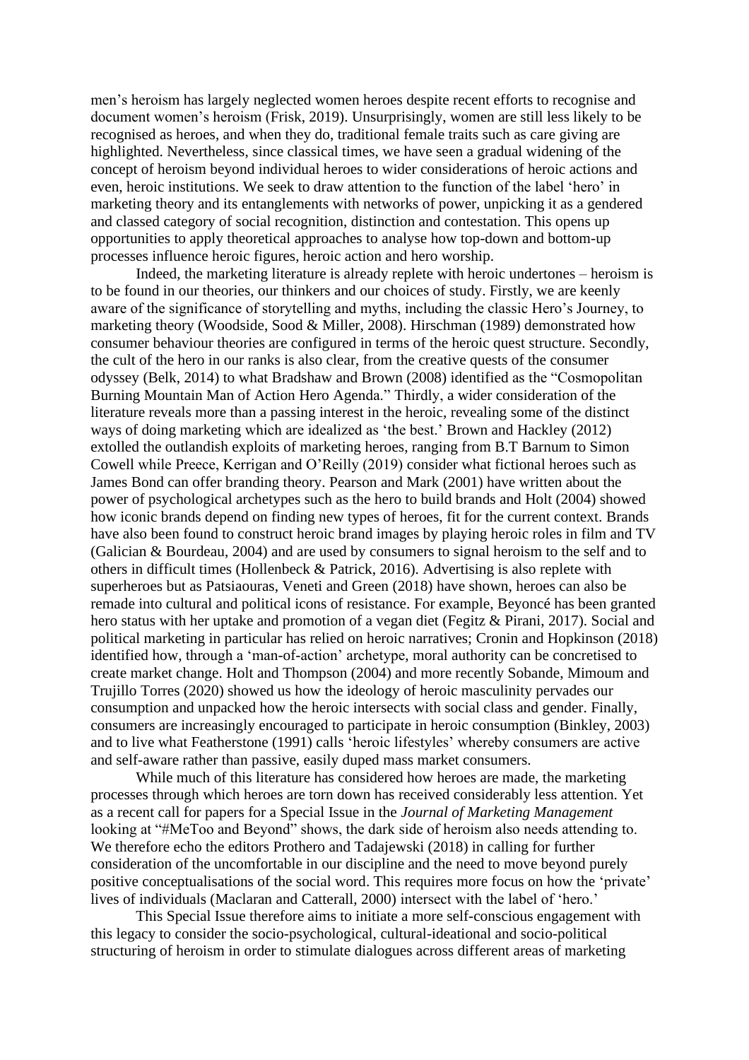men's heroism has largely neglected women heroes despite recent efforts to recognise and document women's heroism (Frisk, 2019). Unsurprisingly, women are still less likely to be recognised as heroes, and when they do, traditional female traits such as care giving are highlighted. Nevertheless, since classical times, we have seen a gradual widening of the concept of heroism beyond individual heroes to wider considerations of heroic actions and even, heroic institutions. We seek to draw attention to the function of the label 'hero' in marketing theory and its entanglements with networks of power, unpicking it as a gendered and classed category of social recognition, distinction and contestation. This opens up opportunities to apply theoretical approaches to analyse how top-down and bottom-up processes influence heroic figures, heroic action and hero worship.

Indeed, the marketing literature is already replete with heroic undertones – heroism is to be found in our theories, our thinkers and our choices of study. Firstly, we are keenly aware of the significance of storytelling and myths, including the classic Hero's Journey, to marketing theory (Woodside, Sood & Miller, 2008). Hirschman (1989) demonstrated how consumer behaviour theories are configured in terms of the heroic quest structure. Secondly, the cult of the hero in our ranks is also clear, from the creative quests of the consumer odyssey (Belk, 2014) to what Bradshaw and Brown (2008) identified as the "Cosmopolitan Burning Mountain Man of Action Hero Agenda." Thirdly, a wider consideration of the literature reveals more than a passing interest in the heroic, revealing some of the distinct ways of doing marketing which are idealized as 'the best.' Brown and Hackley (2012) extolled the outlandish exploits of marketing heroes, ranging from B.T Barnum to Simon Cowell while Preece, Kerrigan and O'Reilly (2019) consider what fictional heroes such as James Bond can offer branding theory. Pearson and Mark (2001) have written about the power of psychological archetypes such as the hero to build brands and Holt (2004) showed how iconic brands depend on finding new types of heroes, fit for the current context. Brands have also been found to construct heroic brand images by playing heroic roles in film and TV (Galician & Bourdeau, 2004) and are used by consumers to signal heroism to the self and to others in difficult times (Hollenbeck & Patrick, 2016). Advertising is also replete with superheroes but as Patsiaouras, Veneti and Green (2018) have shown, heroes can also be remade into cultural and political icons of resistance. For example, Beyoncé has been granted hero status with her uptake and promotion of a vegan diet (Fegitz & Pirani, 2017). Social and political marketing in particular has relied on heroic narratives; Cronin and Hopkinson (2018) identified how, through a 'man-of-action' archetype, moral authority can be concretised to create market change. Holt and Thompson (2004) and more recently Sobande, Mimoum and Trujillo Torres (2020) showed us how the ideology of heroic masculinity pervades our consumption and unpacked how the heroic intersects with social class and gender. Finally, consumers are increasingly encouraged to participate in heroic consumption (Binkley, 2003) and to live what Featherstone (1991) calls 'heroic lifestyles' whereby consumers are active and self-aware rather than passive, easily duped mass market consumers.

While much of this literature has considered how heroes are made, the marketing processes through which heroes are torn down has received considerably less attention. Yet as a recent call for papers for a Special Issue in the *Journal of Marketing Management* looking at "#MeToo and Beyond" shows, the dark side of heroism also needs attending to. We therefore echo the editors Prothero and Tadajewski (2018) in calling for further consideration of the uncomfortable in our discipline and the need to move beyond purely positive conceptualisations of the social word. This requires more focus on how the 'private' lives of individuals (Maclaran and Catterall, 2000) intersect with the label of 'hero.'

This Special Issue therefore aims to initiate a more self-conscious engagement with this legacy to consider the socio-psychological, cultural-ideational and socio-political structuring of heroism in order to stimulate dialogues across different areas of marketing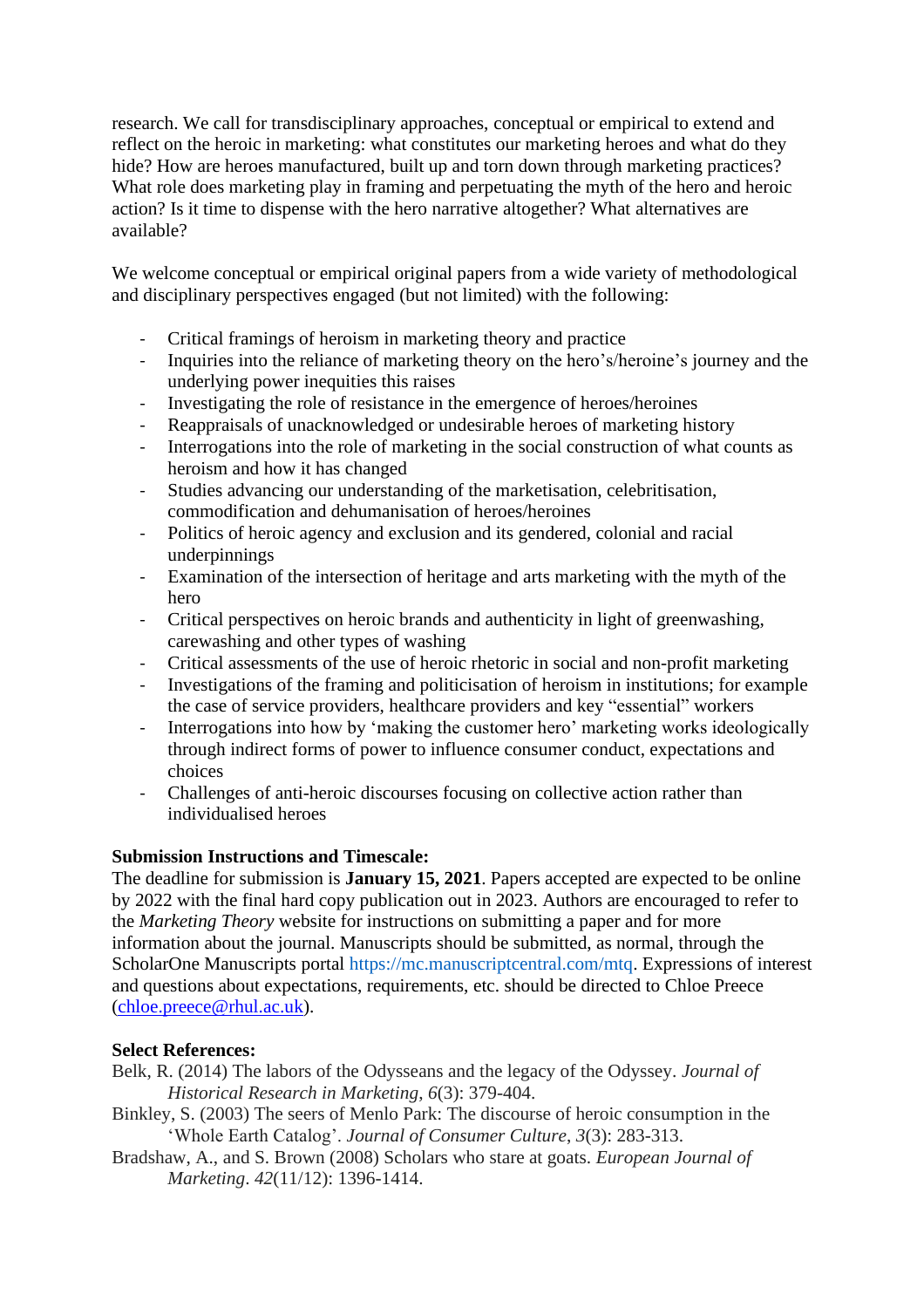research. We call for transdisciplinary approaches, conceptual or empirical to extend and reflect on the heroic in marketing: what constitutes our marketing heroes and what do they hide? How are heroes manufactured, built up and torn down through marketing practices? What role does marketing play in framing and perpetuating the myth of the hero and heroic action? Is it time to dispense with the hero narrative altogether? What alternatives are available?

We welcome conceptual or empirical original papers from a wide variety of methodological and disciplinary perspectives engaged (but not limited) with the following:

- Critical framings of heroism in marketing theory and practice
- Inquiries into the reliance of marketing theory on the hero's/heroine's journey and the underlying power inequities this raises
- Investigating the role of resistance in the emergence of heroes/heroines
- Reappraisals of unacknowledged or undesirable heroes of marketing history
- Interrogations into the role of marketing in the social construction of what counts as heroism and how it has changed
- Studies advancing our understanding of the marketisation, celebritisation, commodification and dehumanisation of heroes/heroines
- Politics of heroic agency and exclusion and its gendered, colonial and racial underpinnings
- Examination of the intersection of heritage and arts marketing with the myth of the hero
- Critical perspectives on heroic brands and authenticity in light of greenwashing, carewashing and other types of washing
- Critical assessments of the use of heroic rhetoric in social and non-profit marketing
- Investigations of the framing and politicisation of heroism in institutions; for example the case of service providers, healthcare providers and key "essential" workers
- Interrogations into how by 'making the customer hero' marketing works ideologically through indirect forms of power to influence consumer conduct, expectations and choices
- Challenges of anti-heroic discourses focusing on collective action rather than individualised heroes

**Submission Instructions and Timescale:**
The deadline for submission is **January 15, 2021**. Papers accepted are expected to be online by 2022 with the final hard copy publication out in 2023. Authors are encouraged to refer to the *Marketing Theory* website for instructions on submitting a paper and for more information about the journal. Manuscripts should be submitted, as normal, through the ScholarOne Manuscripts portal https://mc.manuscriptcentral.com/mtq. Expressions of interest and questions about expectations, requirements, etc. should be directed to Chloe Preece (chloe.preece@rhul.ac.uk).

**Select References:**

Belk, R. (2014) The labors of the Odysseans and the legacy of the Odyssey. *Journal of Historical Research in Marketing*, *6*(3): 379-404.

Binkley, S. (2003) The seers of Menlo Park: The discourse of heroic consumption in the 'Whole Earth Catalog'. *Journal of Consumer Culture*, *3*(3): 283-313.

Bradshaw, A., and S. Brown (2008) Scholars who stare at goats. *European Journal of Marketing*. *42*(11/12): 1396-1414.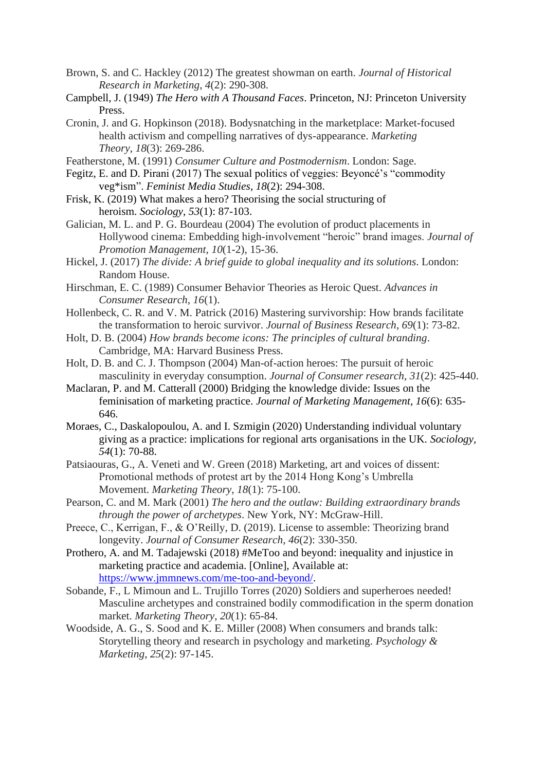Brown, S. and C. Hackley (2012) The greatest showman on earth. *Journal of Historical Research in Marketing*, *4*(2): 290-308.

Campbell, J. (1949) *The Hero with A Thousand Faces*. Princeton, NJ: Princeton University Press.

Cronin, J. and G. Hopkinson (2018). Bodysnatching in the marketplace: Market-focused health activism and compelling narratives of dys-appearance. *Marketing Theory*, *18*(3): 269-286.

Featherstone, M. (1991) *Consumer Culture and Postmodernism*. London: Sage.

Fegitz, E. and D. Pirani (2017) The sexual politics of veggies: Beyoncé's "commodity veg*ism". *Feminist Media Studies*, *18*(2): 294-308.

Frisk, K. (2019) What makes a hero? Theorising the social structuring of heroism. *Sociology*, *53*(1): 87-103.

Galician, M. L. and P. G. Bourdeau (2004) The evolution of product placements in Hollywood cinema: Embedding high-involvement "heroic" brand images. *Journal of Promotion Management*, *10*(1-2), 15-36.

Hickel, J. (2017) *The divide: A brief guide to global inequality and its solutions*. London: Random House.

Hirschman, E. C. (1989) Consumer Behavior Theories as Heroic Quest. *Advances in Consumer Research*, *16*(1).

Hollenbeck, C. R. and V. M. Patrick (2016) Mastering survivorship: How brands facilitate the transformation to heroic survivor. *Journal of Business Research*, *69*(1): 73-82.

Holt, D. B. (2004) *How brands become icons: The principles of cultural branding*. Cambridge, MA: Harvard Business Press.

Holt, D. B. and C. J. Thompson (2004) Man-of-action heroes: The pursuit of heroic masculinity in everyday consumption. *Journal of Consumer research*, *31*(2): 425-440.

Maclaran, P. and M. Catterall (2000) Bridging the knowledge divide: Issues on the feminisation of marketing practice. *Journal of Marketing Management, 16*(6): 635-646.

Moraes, C., Daskalopoulou, A. and I. Szmigin (2020) Understanding individual voluntary giving as a practice: implications for regional arts organisations in the UK. *Sociology*, *54*(1): 70-88.

Patsiaouras, G., A. Veneti and W. Green (2018) Marketing, art and voices of dissent: Promotional methods of protest art by the 2014 Hong Kong's Umbrella Movement. *Marketing Theory*, *18*(1): 75-100.

Pearson, C. and M. Mark (2001) *The hero and the outlaw: Building extraordinary brands through the power of archetypes*. New York, NY: McGraw-Hill.

Preece, C., Kerrigan, F., & O'Reilly, D. (2019). License to assemble: Theorizing brand longevity. *Journal of Consumer Research*, *46*(2): 330-350.

Prothero, A. and M. Tadajewski (2018) #MeToo and beyond: inequality and injustice in marketing practice and academia. [Online], Available at: https://www.jmmnews.com/me-too-and-beyond/.

Sobande, F., L Mimoun and L. Trujillo Torres (2020) Soldiers and superheroes needed! Masculine archetypes and constrained bodily commodification in the sperm donation market. *Marketing Theory*, *20*(1): 65-84.

Woodside, A. G., S. Sood and K. E. Miller (2008) When consumers and brands talk: Storytelling theory and research in psychology and marketing. *Psychology & Marketing*, *25*(2): 97-145.